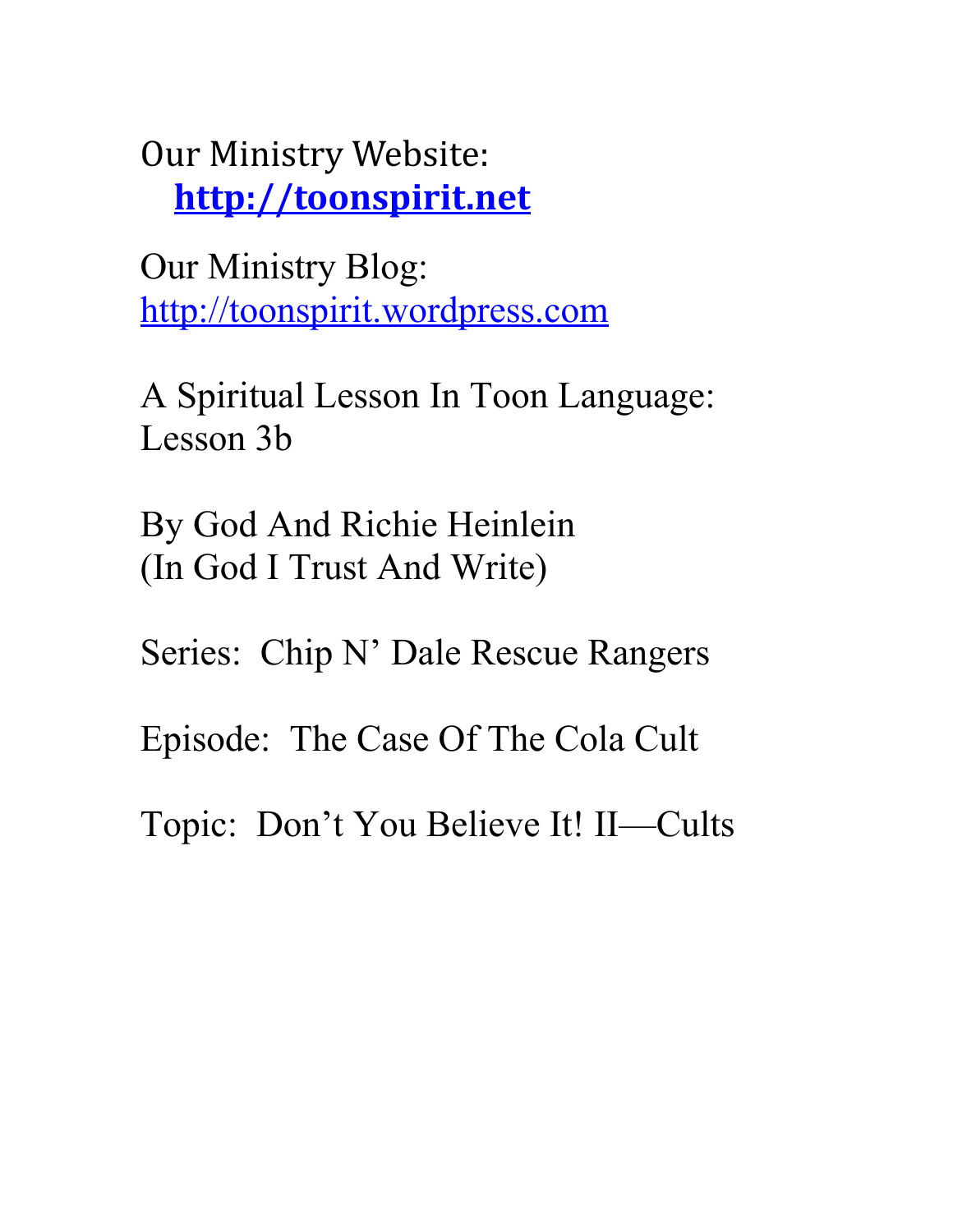Our Ministry Website:
**http://toonspirit.net**

Our Ministry Blog:
http://toonspirit.wordpress.com

A Spiritual Lesson In Toon Language:
Lesson 3b

By God And Richie Heinlein
(In God I Trust And Write)

Series: Chip N' Dale Rescue Rangers

Episode: The Case Of The Cola Cult

Topic: Don't You Believe It! II—Cults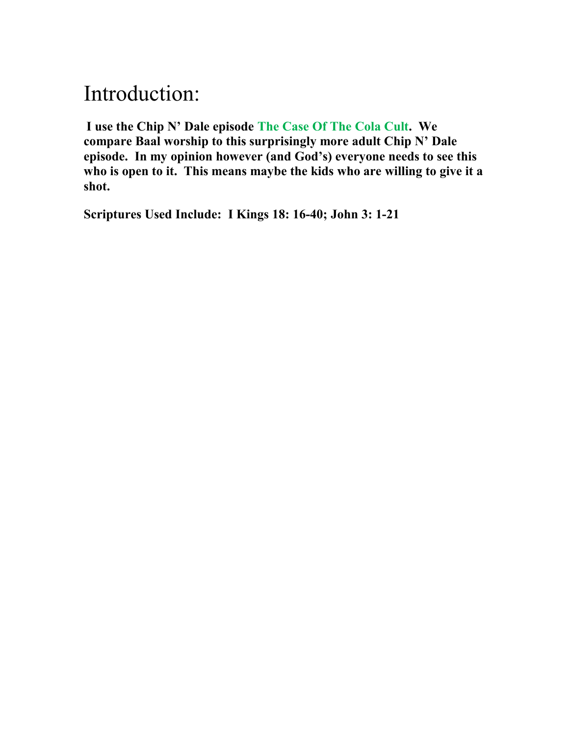# Introduction:

**I use the Chip N' Dale episode The Case Of The Cola Cult. We compare Baal worship to this surprisingly more adult Chip N' Dale episode. In my opinion however (and God's) everyone needs to see this who is open to it. This means maybe the kids who are willing to give it a shot.**

**Scriptures Used Include: I Kings 18: 16-40; John 3: 1-21**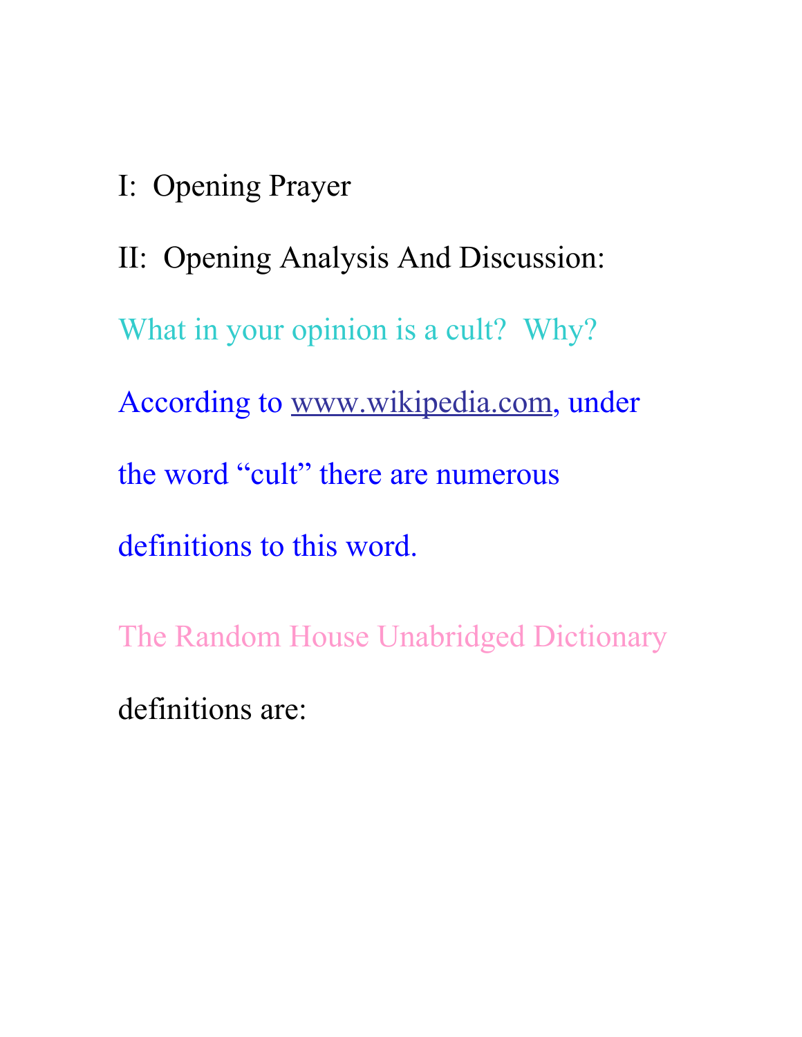I: Opening Prayer

II: Opening Analysis And Discussion:

What in your opinion is a cult? Why?

According to www.wikipedia.com, under the word "cult" there are numerous definitions to this word.

The Random House Unabridged Dictionary definitions are: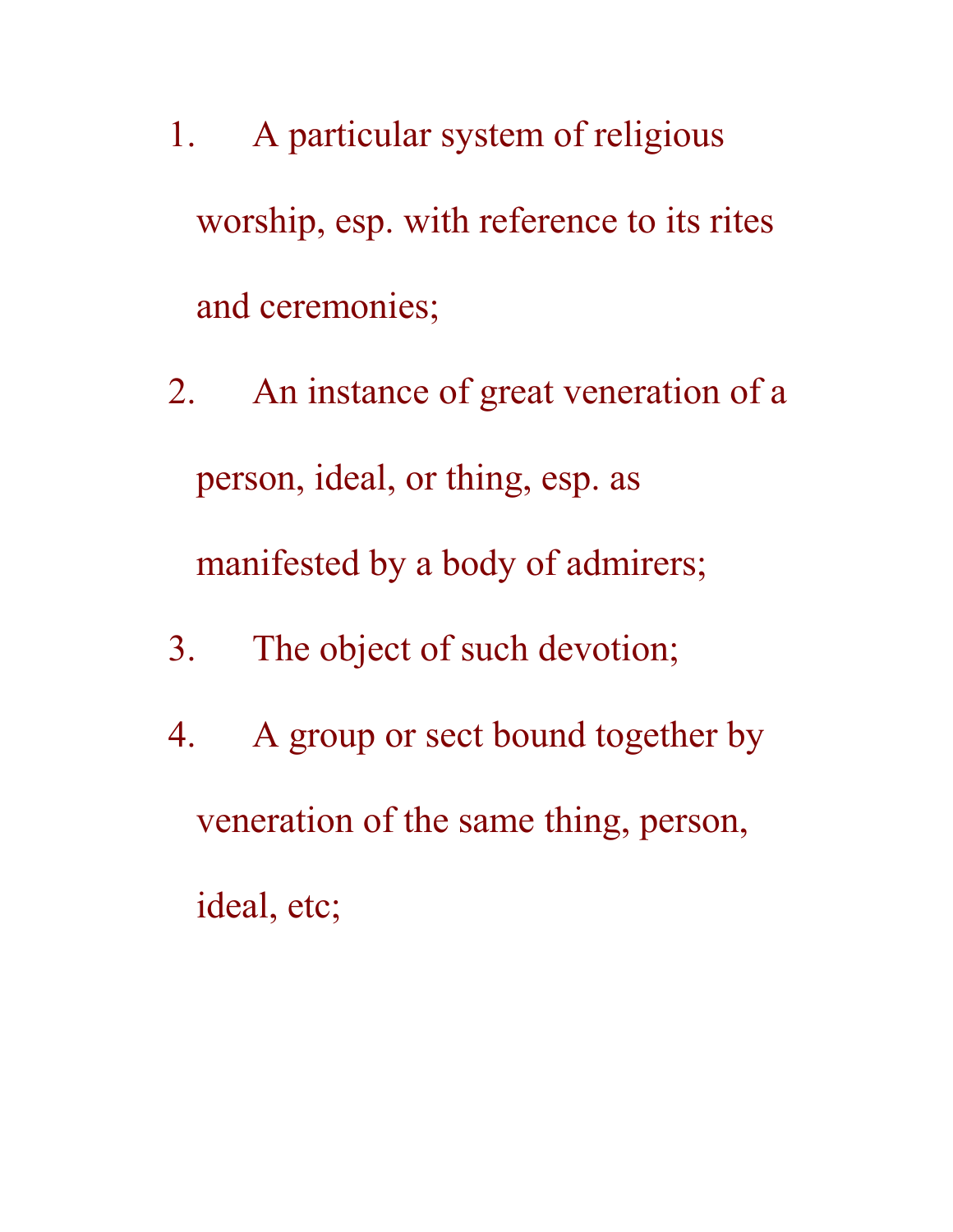1. A particular system of religious worship, esp. with reference to its rites and ceremonies;
2. An instance of great veneration of a person, ideal, or thing, esp. as manifested by a body of admirers;
3. The object of such devotion;
4. A group or sect bound together by veneration of the same thing, person, ideal, etc;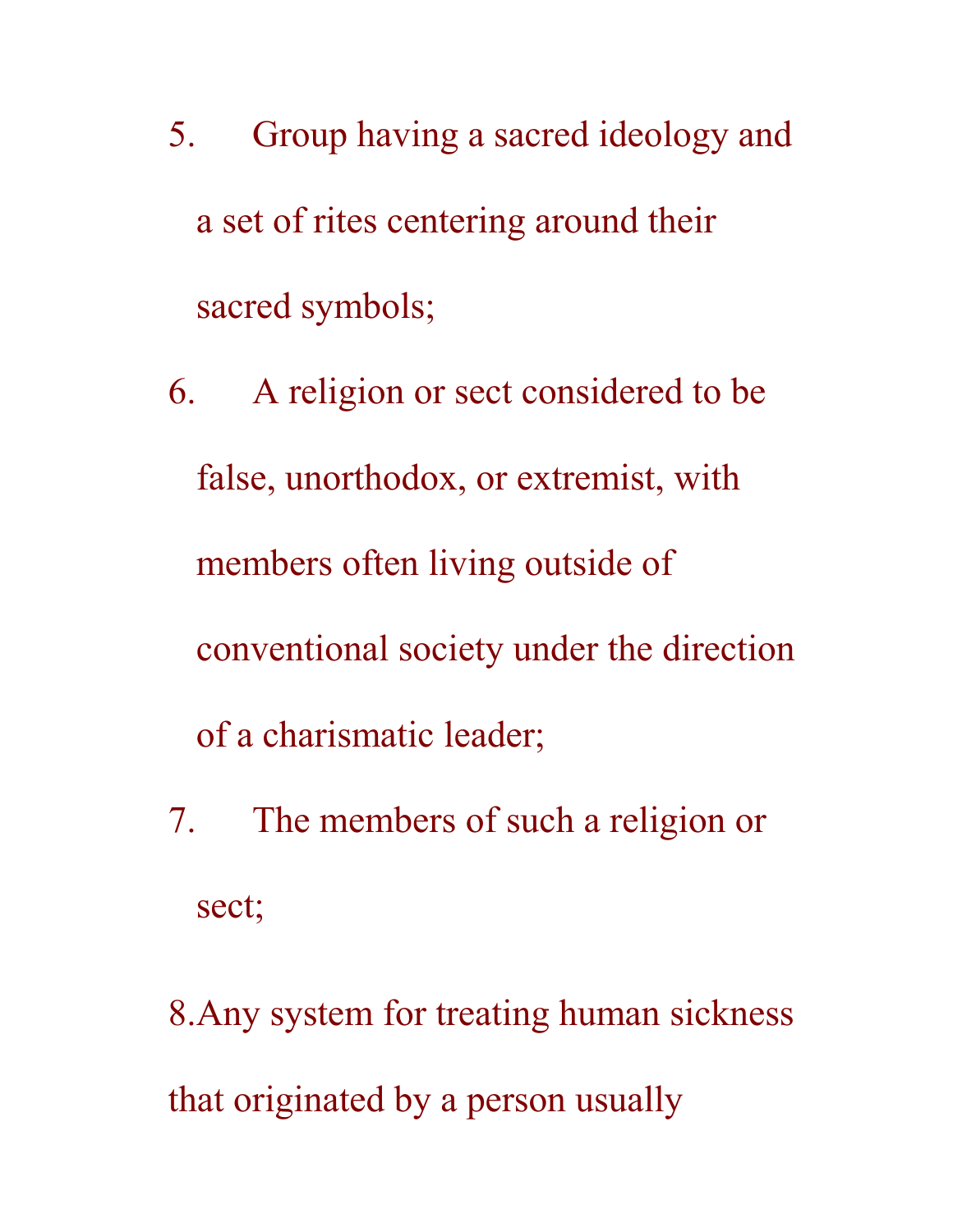5. Group having a sacred ideology and a set of rites centering around their sacred symbols;
6. A religion or sect considered to be false, unorthodox, or extremist, with members often living outside of conventional society under the direction of a charismatic leader;
7. The members of such a religion or sect;
8. Any system for treating human sickness that originated by a person usually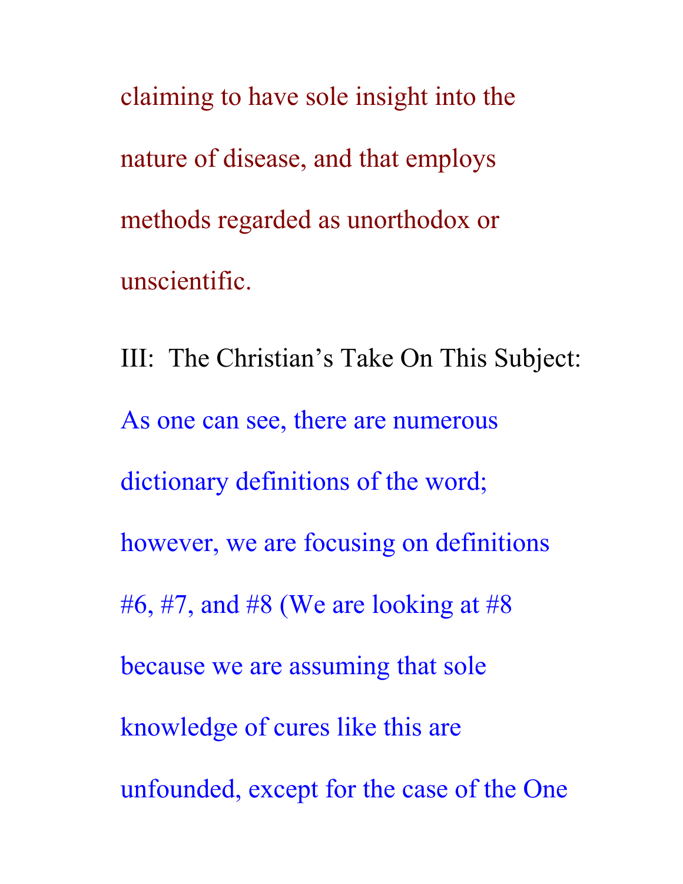claiming to have sole insight into the nature of disease, and that employs methods regarded as unorthodox or unscientific.

III: The Christian's Take On This Subject:

As one can see, there are numerous dictionary definitions of the word; however, we are focusing on definitions #6, #7, and #8 (We are looking at #8 because we are assuming that sole knowledge of cures like this are unfounded, except for the case of the One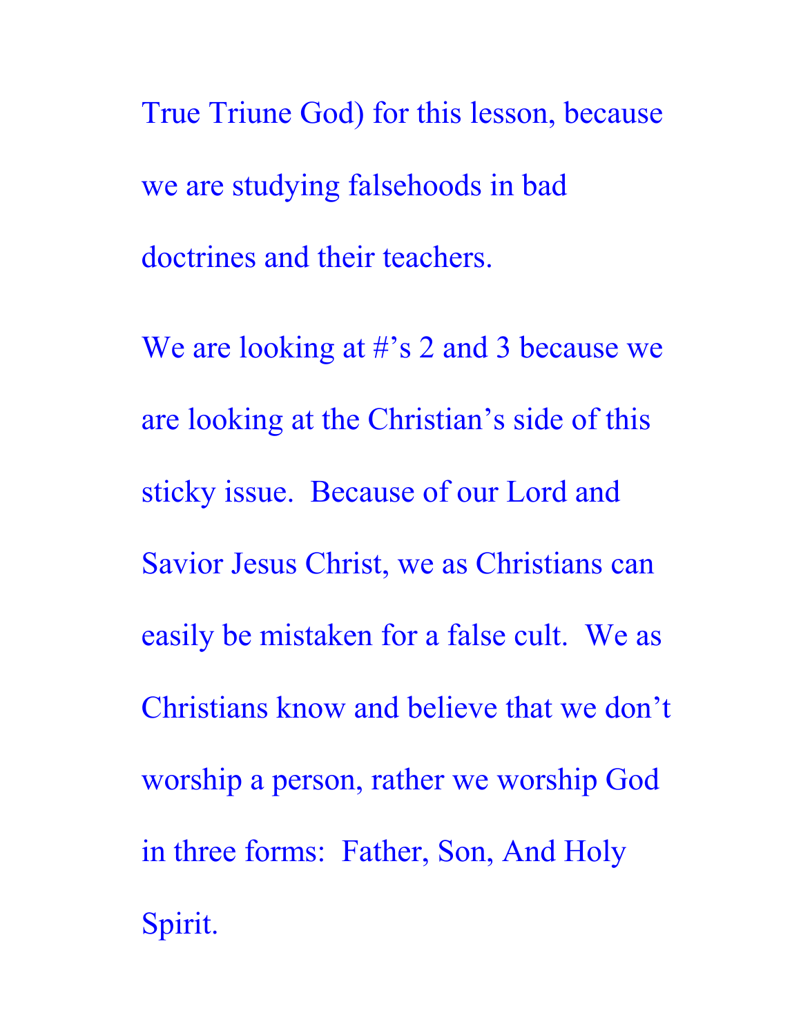True Triune God) for this lesson, because we are studying falsehoods in bad doctrines and their teachers.

We are looking at #'s 2 and 3 because we are looking at the Christian's side of this sticky issue.  Because of our Lord and Savior Jesus Christ, we as Christians can easily be mistaken for a false cult.  We as Christians know and believe that we don't worship a person, rather we worship God in three forms:  Father, Son, And Holy Spirit.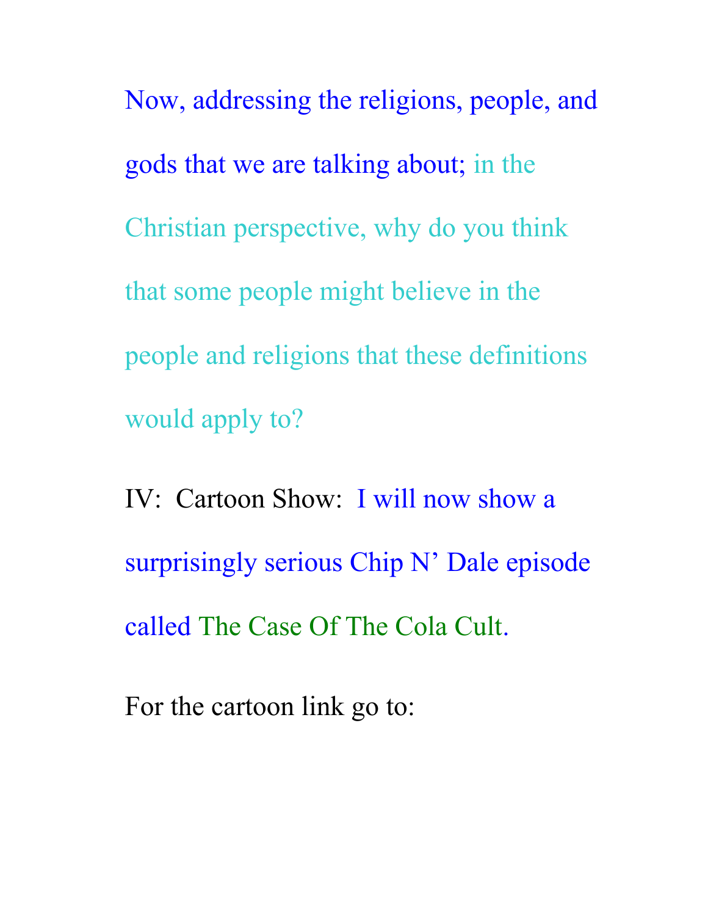Now, addressing the religions, people, and gods that we are talking about; in the Christian perspective, why do you think that some people might believe in the people and religions that these definitions would apply to?

IV: Cartoon Show: I will now show a surprisingly serious Chip N' Dale episode called The Case Of The Cola Cult.

For the cartoon link go to: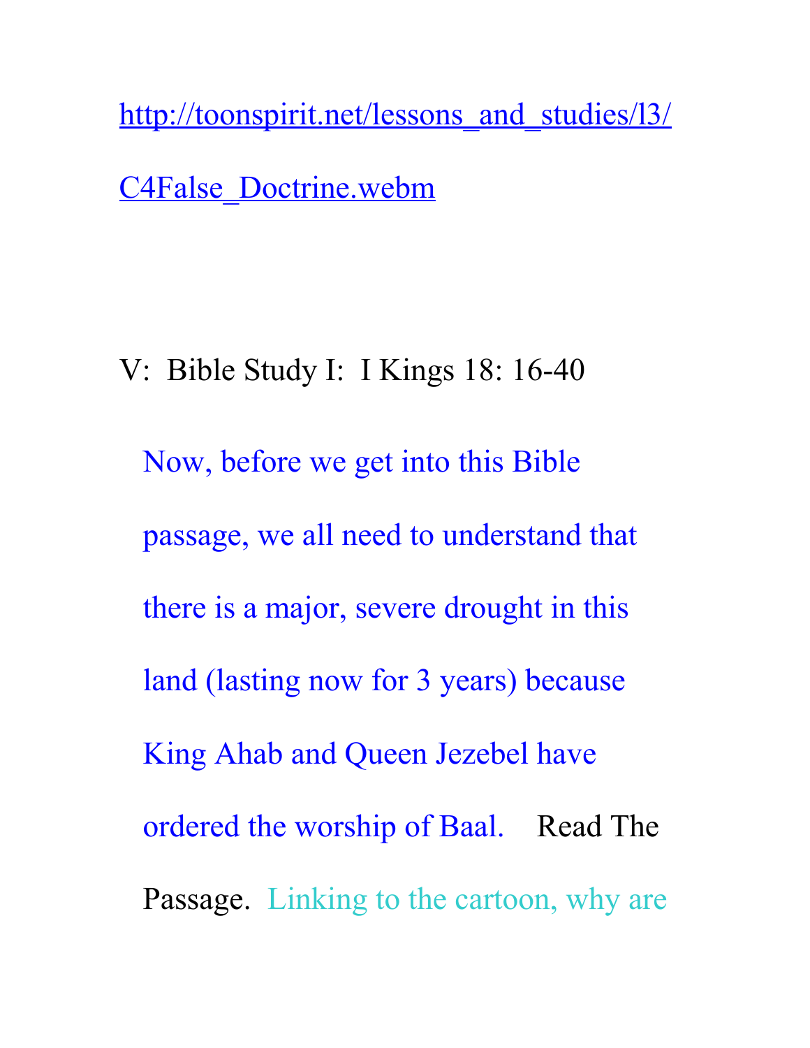http://toonspirit.net/lessons_and_studies/l3/C4False_Doctrine.webm

V: Bible Study I: I Kings 18: 16-40

Now, before we get into this Bible passage, we all need to understand that there is a major, severe drought in this land (lasting now for 3 years) because King Ahab and Queen Jezebel have ordered the worship of Baal. Read The Passage. Linking to the cartoon, why are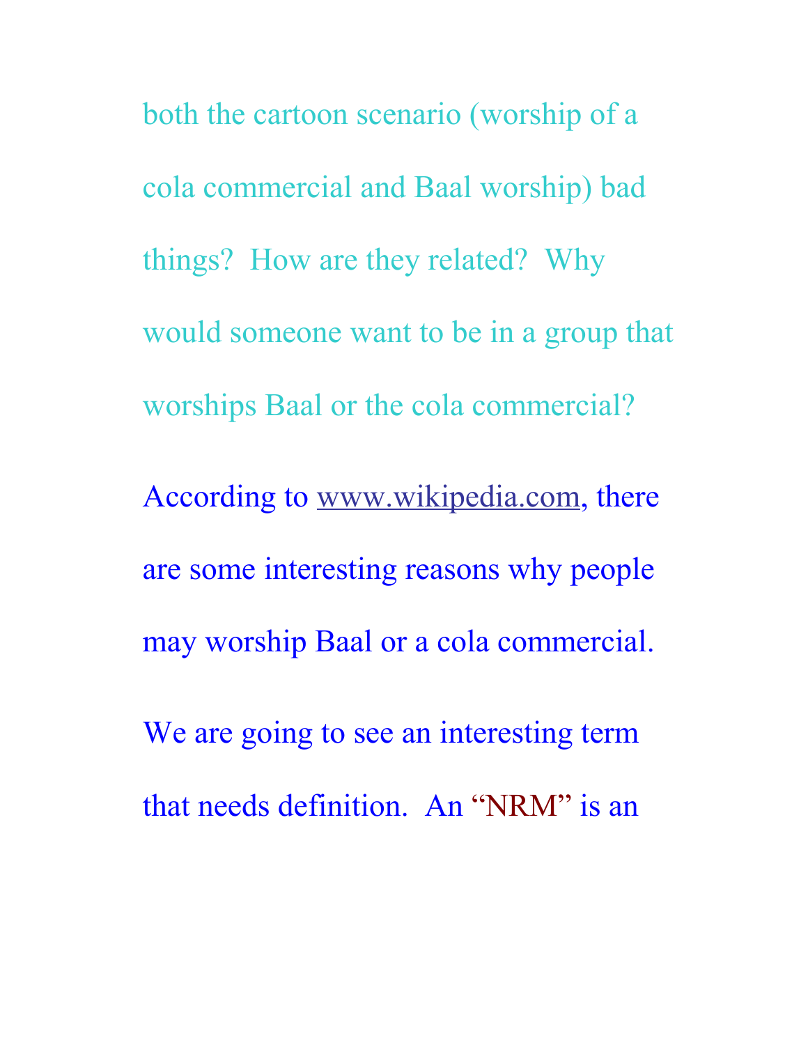both the cartoon scenario (worship of a cola commercial and Baal worship) bad things? How are they related? Why would someone want to be in a group that worships Baal or the cola commercial?

According to www.wikipedia.com, there are some interesting reasons why people may worship Baal or a cola commercial.

We are going to see an interesting term that needs definition. An “NRM” is an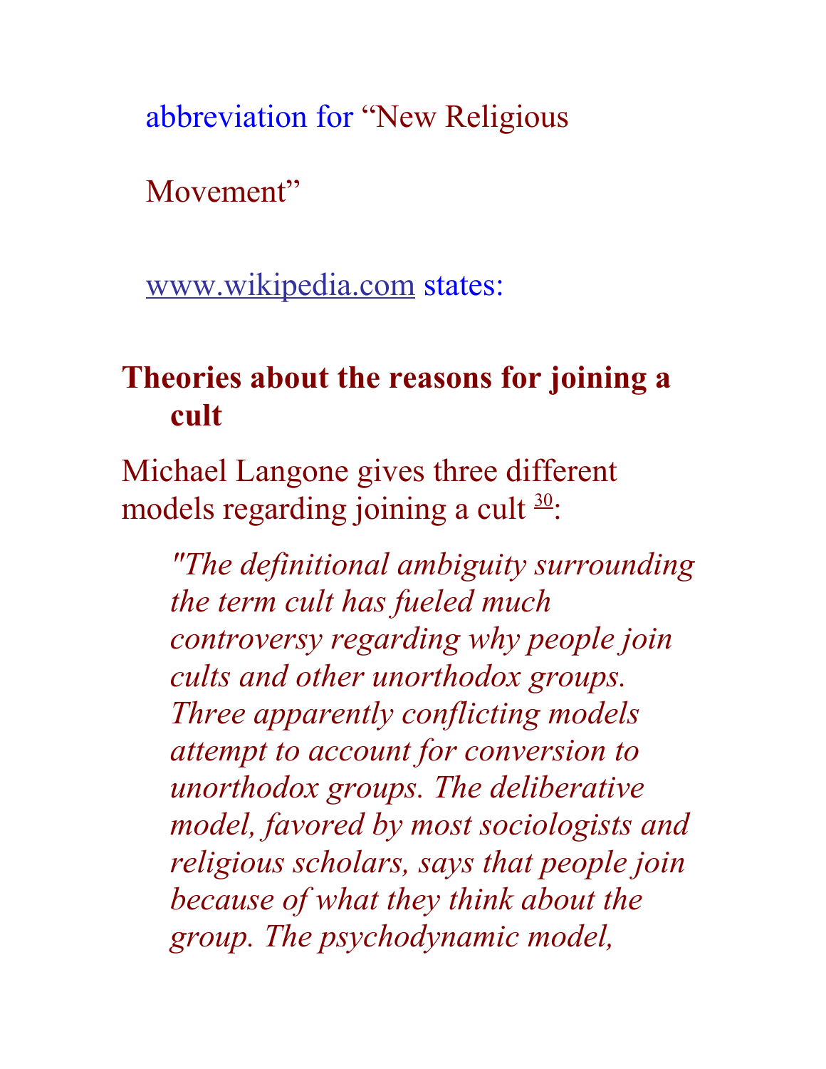abbreviation for “New Religious Movement”

www.wikipedia.com states:

## Theories about the reasons for joining a cult

Michael Langone gives three different models regarding joining a cult [30]:

> *"The definitional ambiguity surrounding the term cult has fueled much controversy regarding why people join cults and other unorthodox groups. Three apparently conflicting models attempt to account for conversion to unorthodox groups. The deliberative model, favored by most sociologists and religious scholars, says that people join because of what they think about the group. The psychodynamic model,*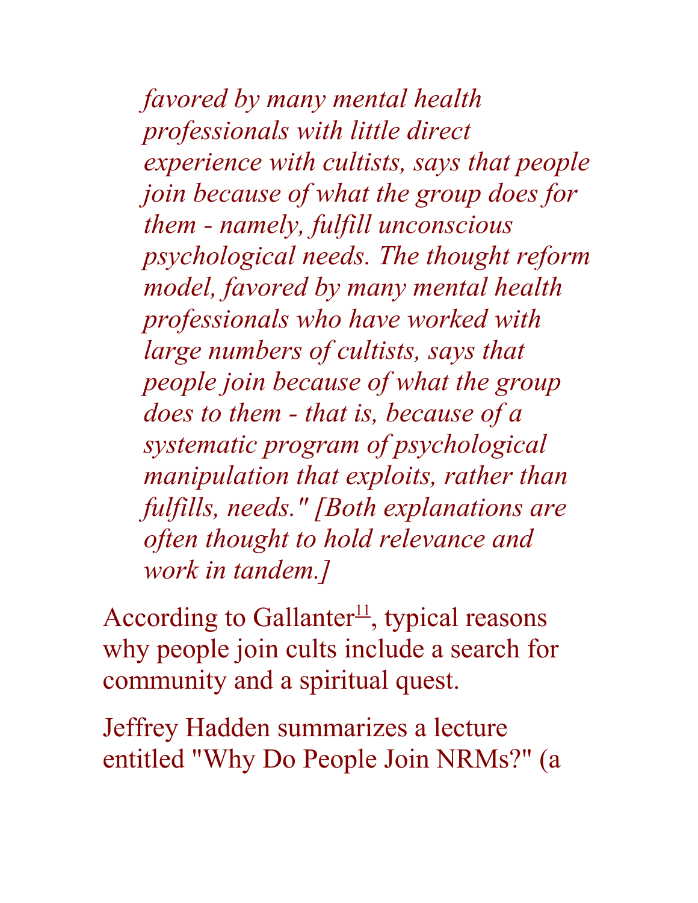*favored by many mental health professionals with little direct experience with cultists, says that people join because of what the group does for them - namely, fulfill unconscious psychological needs. The thought reform model, favored by many mental health professionals who have worked with large numbers of cultists, says that people join because of what the group does to them - that is, because of a systematic program of psychological manipulation that exploits, rather than fulfills, needs." [Both explanations are often thought to hold relevance and work in tandem.]*

According to Gallanter[11], typical reasons why people join cults include a search for community and a spiritual quest.

Jeffrey Hadden summarizes a lecture entitled "Why Do People Join NRMs?" (a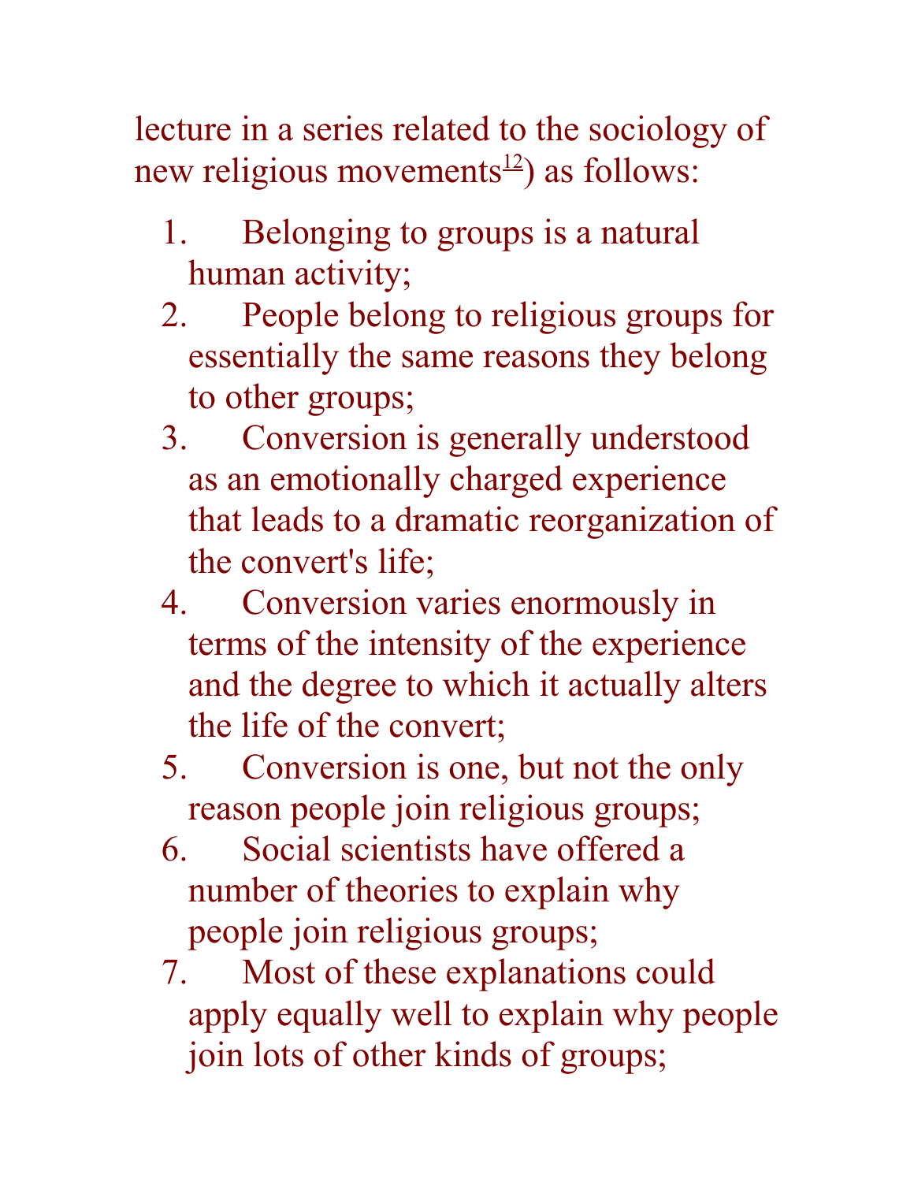lecture in a series related to the sociology of new religious movements[12]) as follows:

1. Belonging to groups is a natural human activity;
2. People belong to religious groups for essentially the same reasons they belong to other groups;
3. Conversion is generally understood as an emotionally charged experience that leads to a dramatic reorganization of the convert's life;
4. Conversion varies enormously in terms of the intensity of the experience and the degree to which it actually alters the life of the convert;
5. Conversion is one, but not the only reason people join religious groups;
6. Social scientists have offered a number of theories to explain why people join religious groups;
7. Most of these explanations could apply equally well to explain why people join lots of other kinds of groups;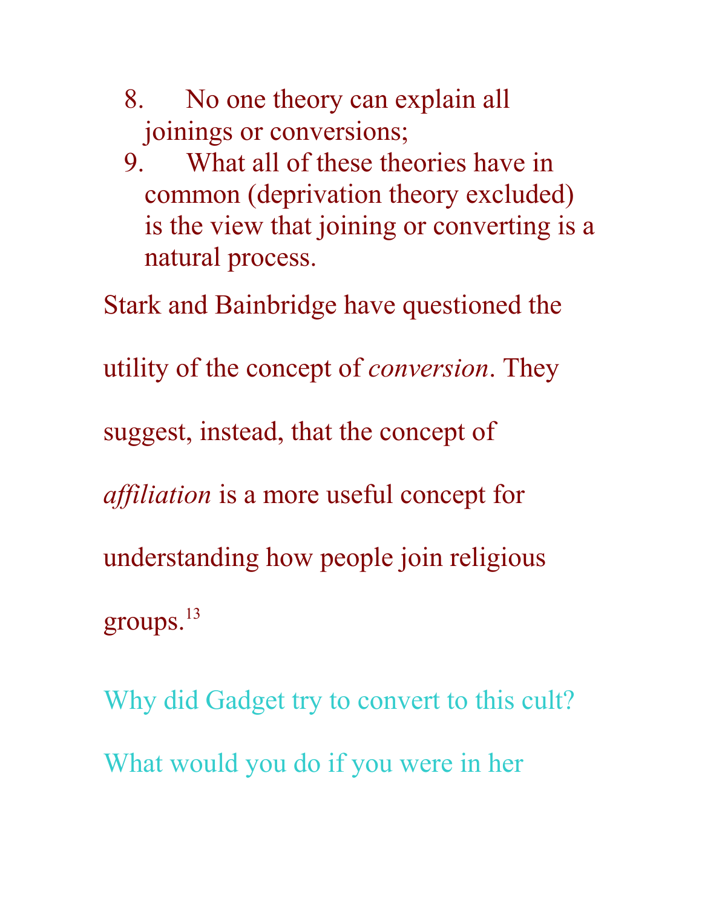8. No one theory can explain all joinings or conversions;
9. What all of these theories have in common (deprivation theory excluded) is the view that joining or converting is a natural process.

Stark and Bainbridge have questioned the utility of the concept of *conversion*. They suggest, instead, that the concept of *affiliation* is a more useful concept for understanding how people join religious groups.[13]

Why did Gadget try to convert to this cult? What would you do if you were in her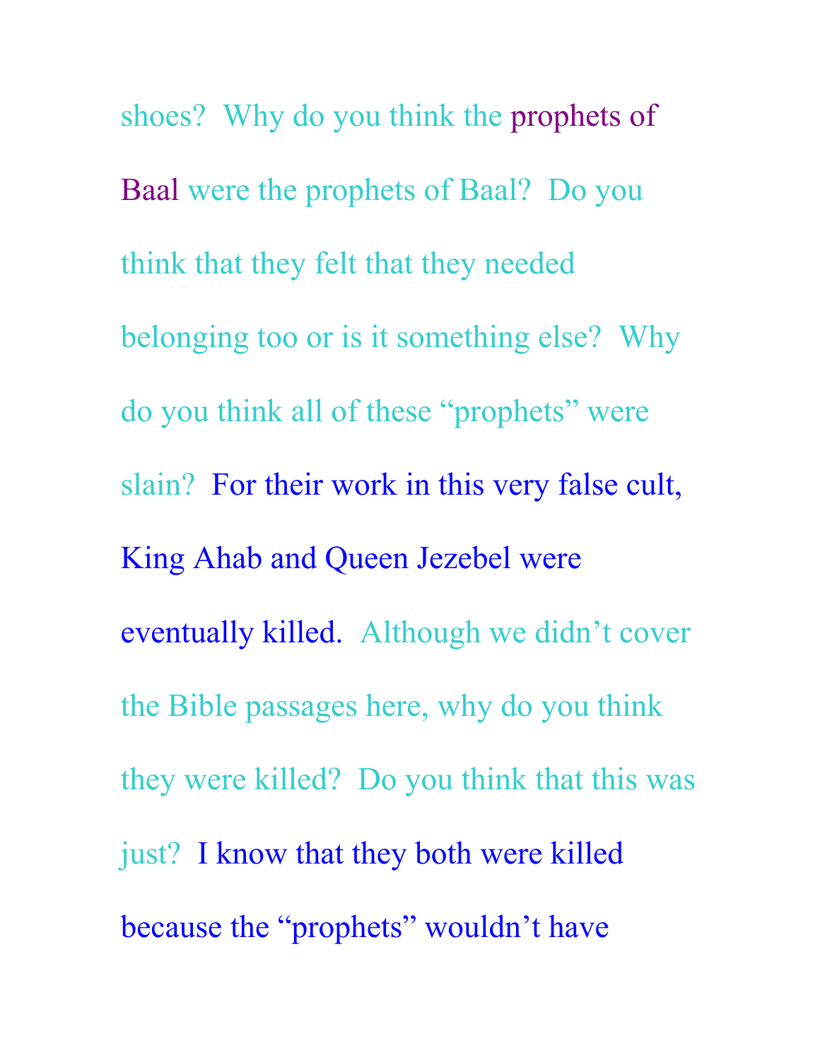shoes? Why do you think the prophets of Baal were the prophets of Baal? Do you think that they felt that they needed belonging too or is it something else? Why do you think all of these "prophets" were slain? For their work in this very false cult, King Ahab and Queen Jezebel were eventually killed. Although we didn't cover the Bible passages here, why do you think they were killed? Do you think that this was just? I know that they both were killed because the "prophets" wouldn't have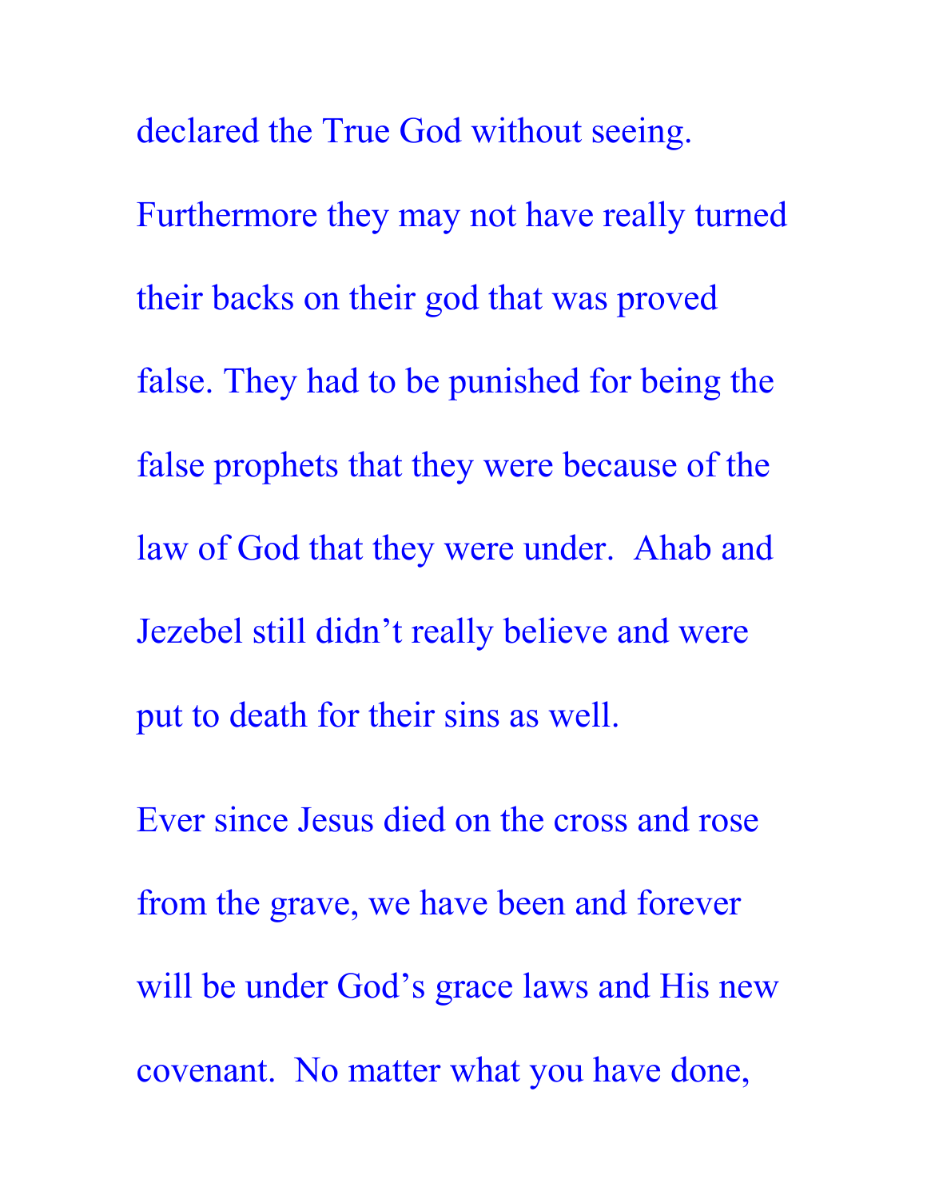declared the True God without seeing. Furthermore they may not have really turned their backs on their god that was proved false. They had to be punished for being the false prophets that they were because of the law of God that they were under. Ahab and Jezebel still didn't really believe and were put to death for their sins as well.

Ever since Jesus died on the cross and rose from the grave, we have been and forever will be under God's grace laws and His new covenant. No matter what you have done,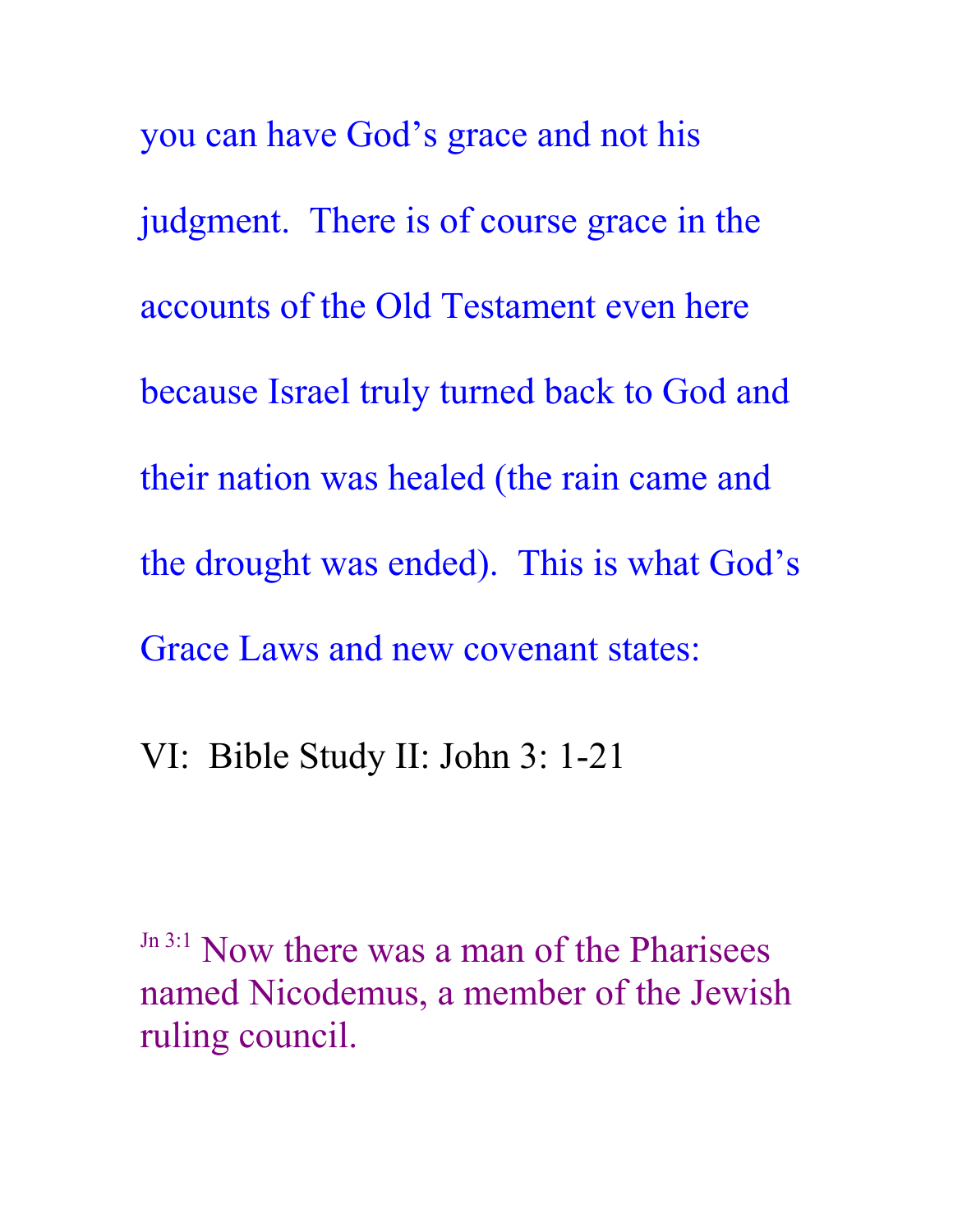you can have God's grace and not his judgment. There is of course grace in the accounts of the Old Testament even here because Israel truly turned back to God and their nation was healed (the rain came and the drought was ended). This is what God's Grace Laws and new covenant states:

## VI: Bible Study II: John 3: 1-21

[Jn 3:1] Now there was a man of the Pharisees named Nicodemus, a member of the Jewish ruling council.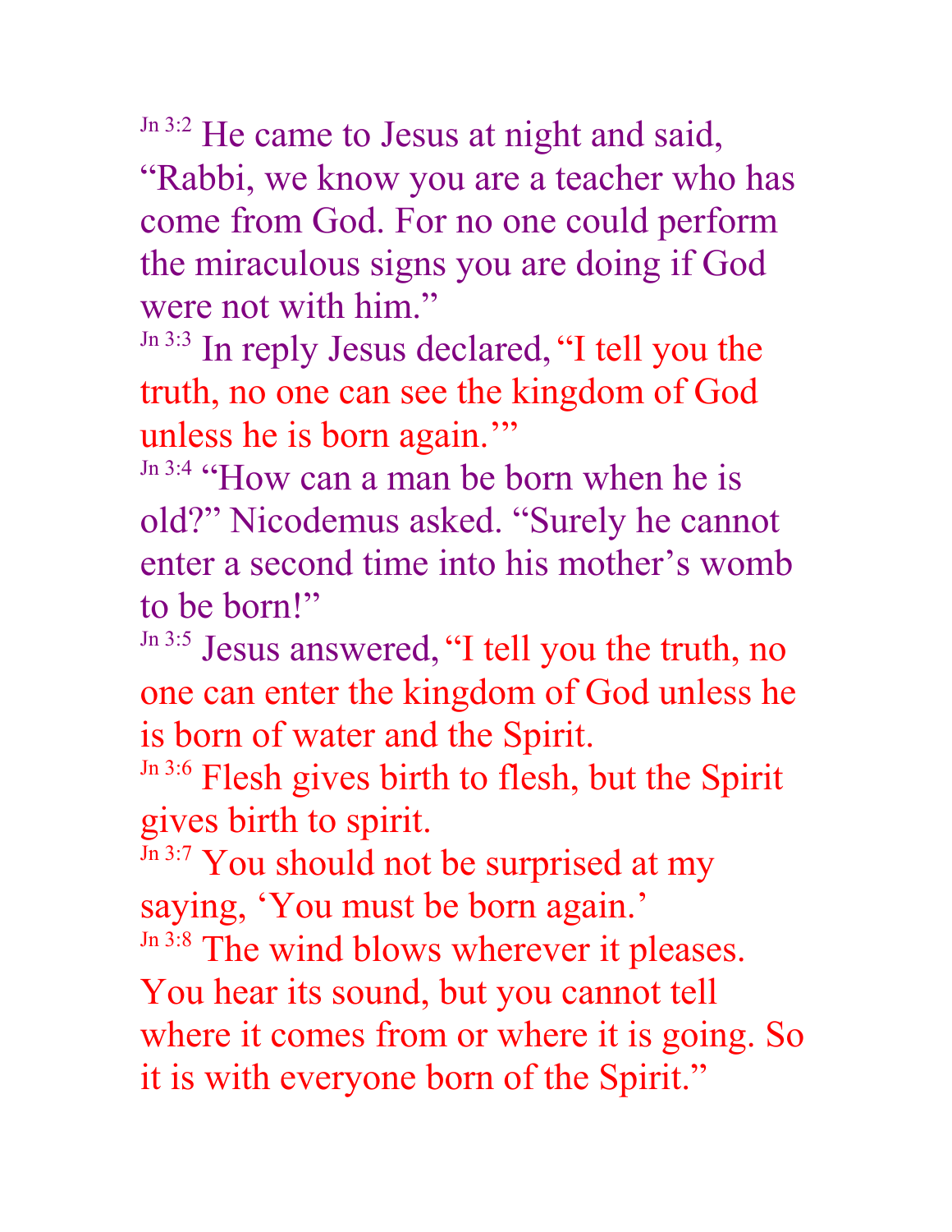[Jn 3:2] He came to Jesus at night and said, "Rabbi, we know you are a teacher who has come from God. For no one could perform the miraculous signs you are doing if God were not with him."

[Jn 3:3] In reply Jesus declared, "I tell you the truth, no one can see the kingdom of God unless he is born again.'"

[Jn 3:4] "How can a man be born when he is old?" Nicodemus asked. "Surely he cannot enter a second time into his mother's womb to be born!"

[Jn 3:5] Jesus answered, "I tell you the truth, no one can enter the kingdom of God unless he is born of water and the Spirit.

[Jn 3:6] Flesh gives birth to flesh, but the Spirit gives birth to spirit.

[Jn 3:7] You should not be surprised at my saying, 'You must be born again.'

[Jn 3:8] The wind blows wherever it pleases. You hear its sound, but you cannot tell where it comes from or where it is going. So it is with everyone born of the Spirit."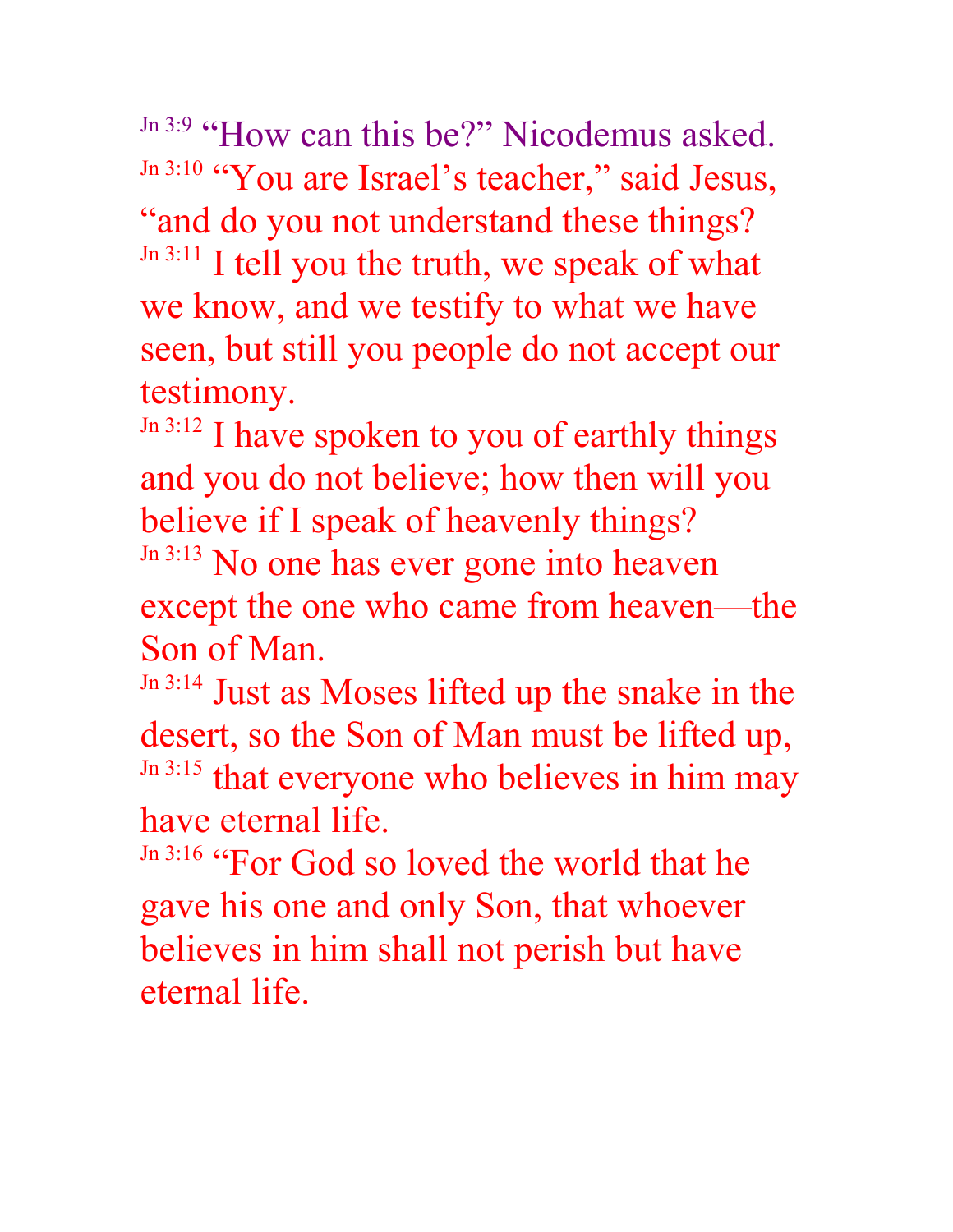Jn 3:9 “How can this be?” Nicodemus asked.
Jn 3:10 “You are Israel’s teacher,” said Jesus, “and do you not understand these things?
Jn 3:11 I tell you the truth, we speak of what we know, and we testify to what we have seen, but still you people do not accept our testimony.
Jn 3:12 I have spoken to you of earthly things and you do not believe; how then will you believe if I speak of heavenly things?
Jn 3:13 No one has ever gone into heaven except the one who came from heaven—the Son of Man.
Jn 3:14 Just as Moses lifted up the snake in the desert, so the Son of Man must be lifted up,
Jn 3:15 that everyone who believes in him may have eternal life.
Jn 3:16 “For God so loved the world that he gave his one and only Son, that whoever believes in him shall not perish but have eternal life.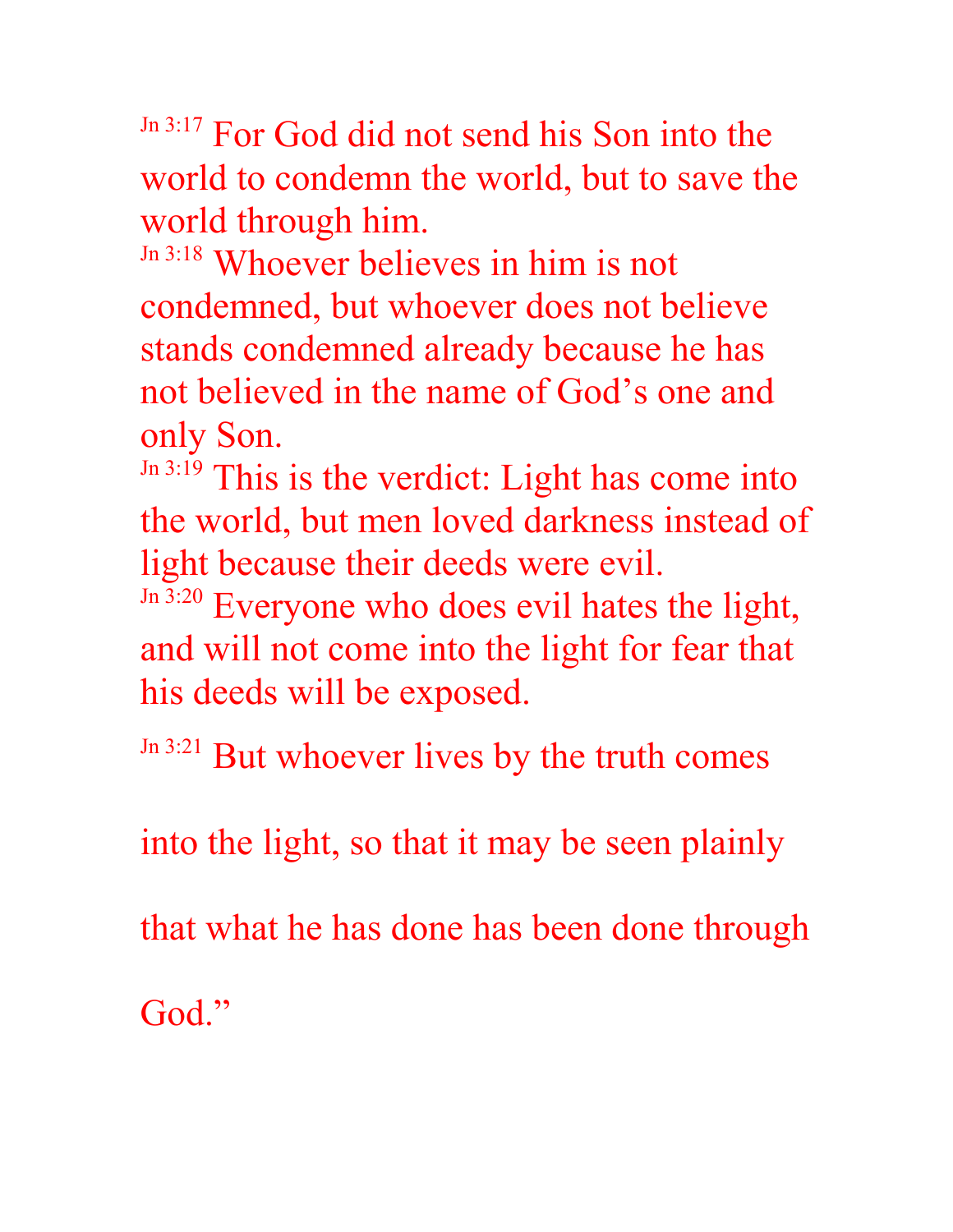Jn 3:17 For God did not send his Son into the world to condemn the world, but to save the world through him.

Jn 3:18 Whoever believes in him is not condemned, but whoever does not believe stands condemned already because he has not believed in the name of God's one and only Son.

Jn 3:19 This is the verdict: Light has come into the world, but men loved darkness instead of light because their deeds were evil.

Jn 3:20 Everyone who does evil hates the light, and will not come into the light for fear that his deeds will be exposed.

Jn 3:21 But whoever lives by the truth comes into the light, so that it may be seen plainly that what he has done has been done through God."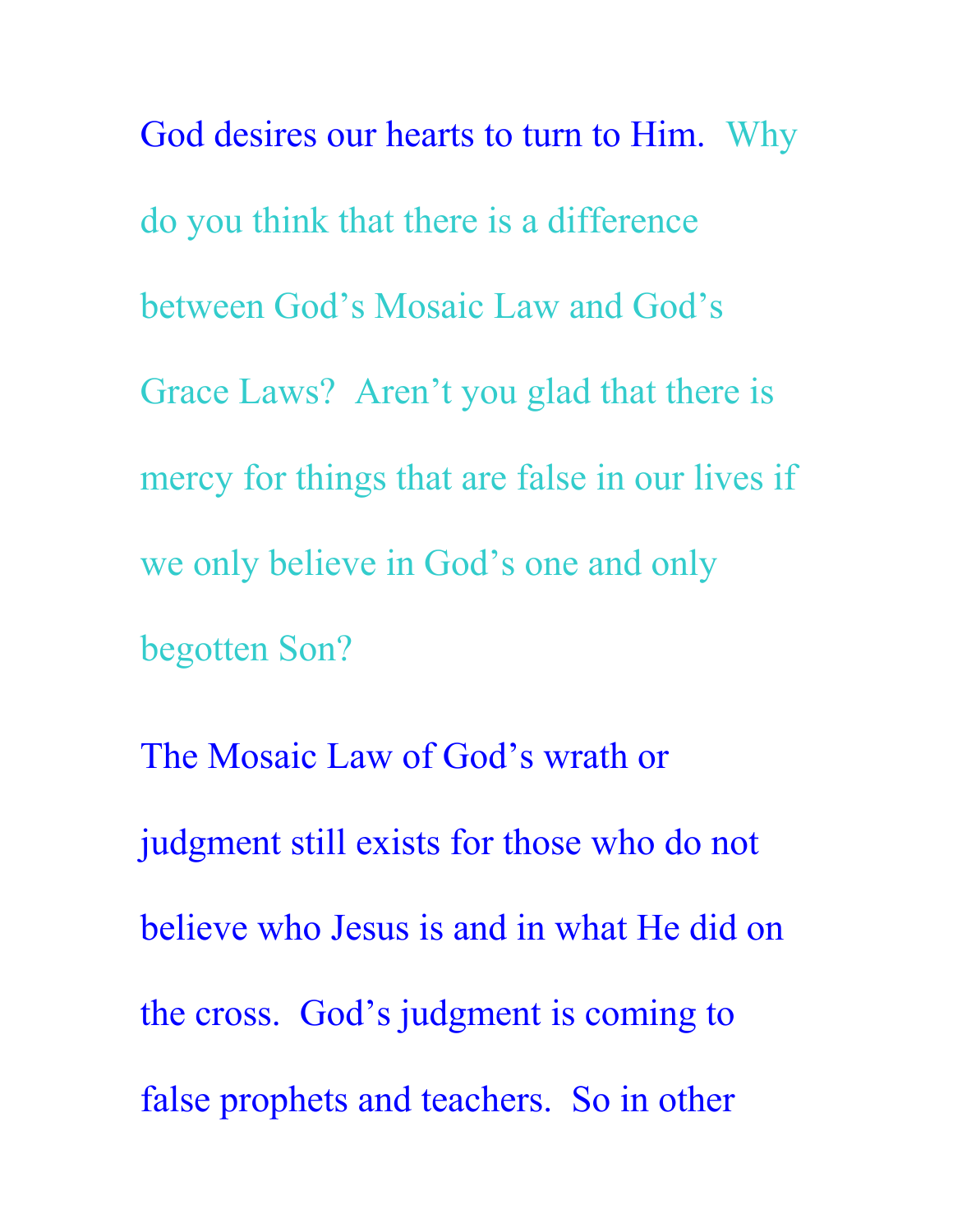God desires our hearts to turn to Him. Why do you think that there is a difference between God's Mosaic Law and God's Grace Laws? Aren't you glad that there is mercy for things that are false in our lives if we only believe in God's one and only begotten Son?

The Mosaic Law of God's wrath or judgment still exists for those who do not believe who Jesus is and in what He did on the cross. God's judgment is coming to false prophets and teachers. So in other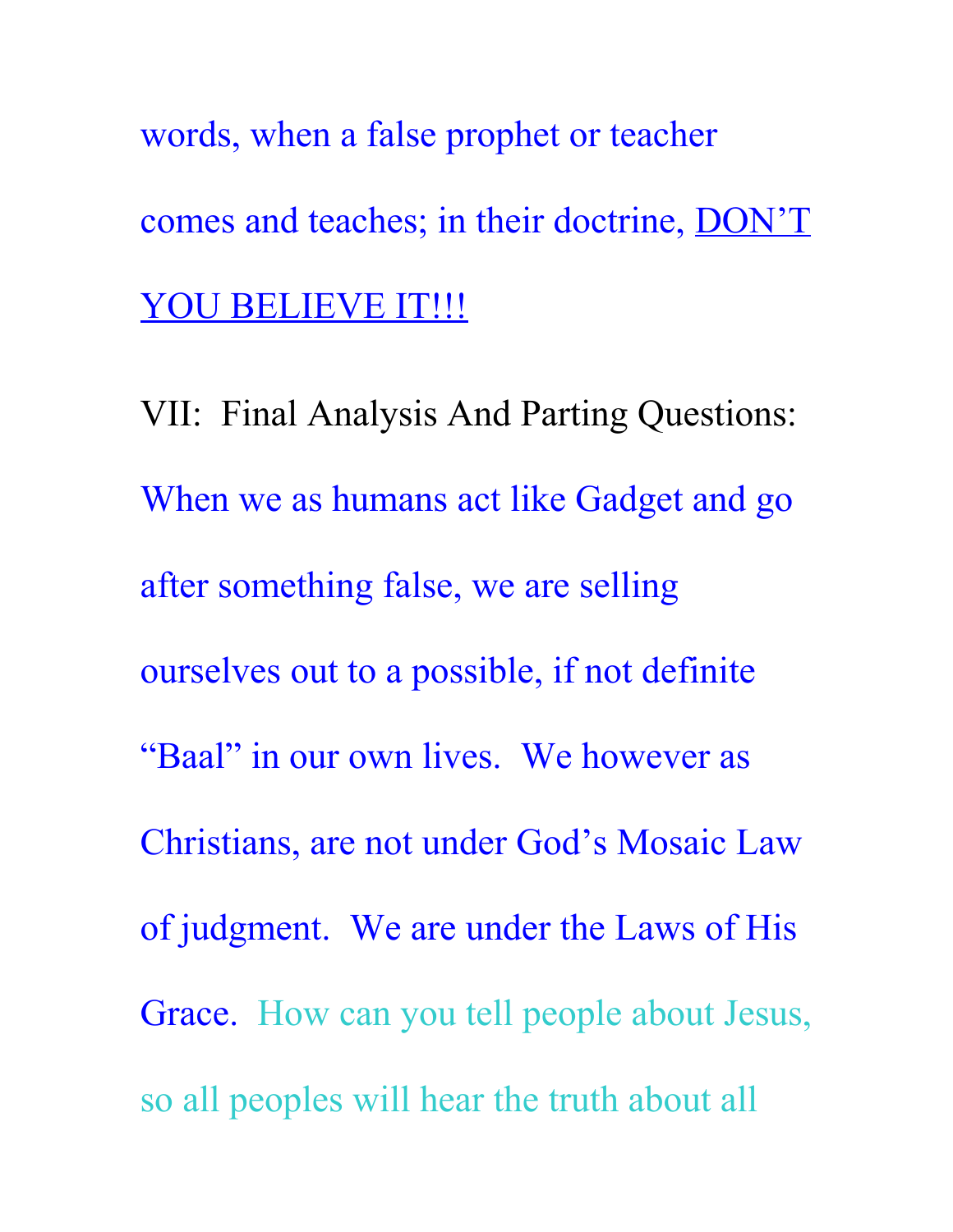words, when a false prophet or teacher comes and teaches; in their doctrine, <u>DON'T YOU BELIEVE IT!!!</u>

VII: Final Analysis And Parting Questions:

When we as humans act like Gadget and go after something false, we are selling ourselves out to a possible, if not definite "Baal" in our own lives. We however as Christians, are not under God's Mosaic Law of judgment. We are under the Laws of His Grace. How can you tell people about Jesus, so all peoples will hear the truth about all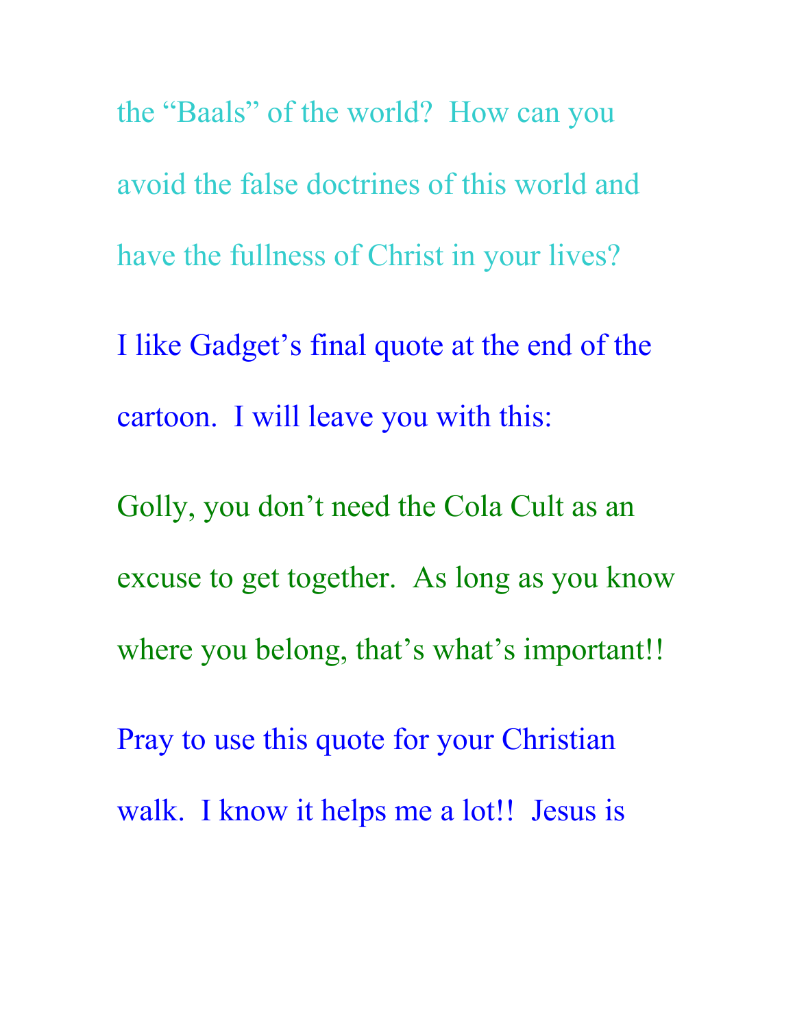the “Baals” of the world? How can you avoid the false doctrines of this world and have the fullness of Christ in your lives?

I like Gadget’s final quote at the end of the cartoon. I will leave you with this:

Golly, you don’t need the Cola Cult as an excuse to get together. As long as you know where you belong, that’s what’s important!!

Pray to use this quote for your Christian walk. I know it helps me a lot!! Jesus is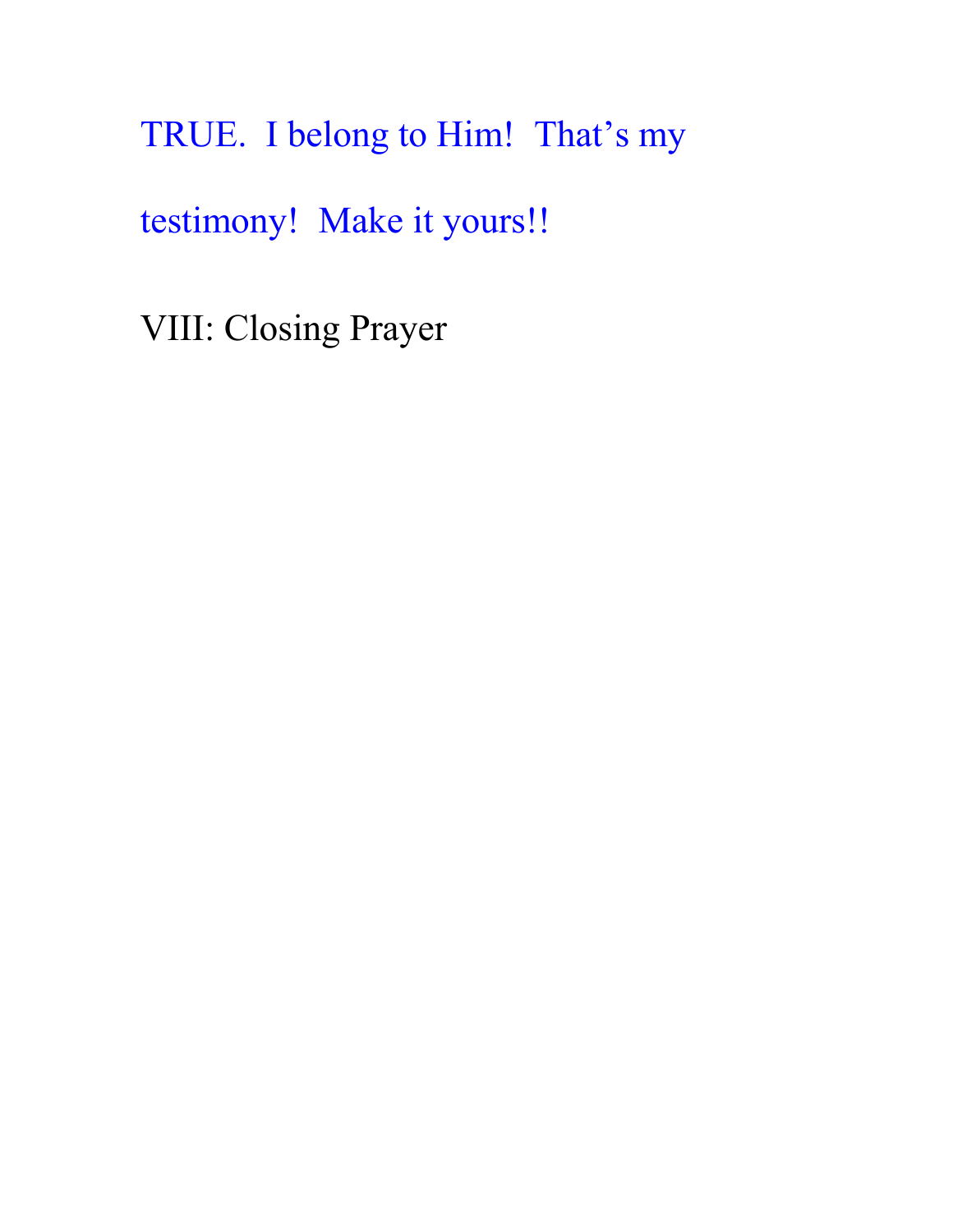TRUE.  I belong to Him!  That's my testimony!  Make it yours!!

VIII: Closing Prayer